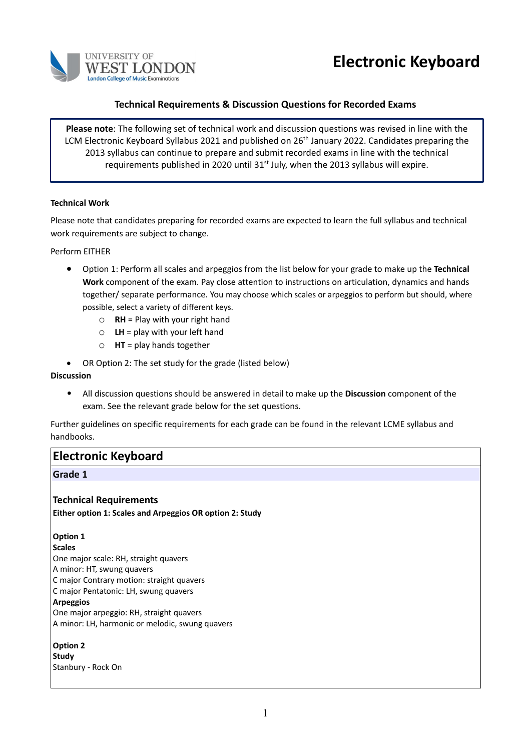# Electronic Keyboard

UNIVERSITY OF WEST LONDON
London College of Music Examinations

## Technical Requirements & Discussion Questions for Recorded Exams

> **Please note**: The following set of technical work and discussion questions was revised in line with the LCM Electronic Keyboard Syllabus 2021 and published on 26th January 2022. Candidates preparing the 2013 syllabus can continue to prepare and submit recorded exams in line with the technical requirements published in 2020 until 31st July, when the 2013 syllabus will expire.

**Technical Work**

Please note that candidates preparing for recorded exams are expected to learn the full syllabus and technical work requirements are subject to change.

Perform EITHER

- Option 1: Perform all scales and arpeggios from the list below for your grade to make up the **Technical Work** component of the exam. Pay close attention to instructions on articulation, dynamics and hands together/ separate performance. You may choose which scales or arpeggios to perform but should, where possible, select a variety of different keys.
  - **RH** = Play with your right hand
  - **LH** = play with your left hand
  - **HT** = play hands together
- OR Option 2: The set study for the grade (listed below)

**Discussion**

- All discussion questions should be answered in detail to make up the **Discussion** component of the exam. See the relevant grade below for the set questions.

Further guidelines on specific requirements for each grade can be found in the relevant LCME syllabus and handbooks.

## Electronic Keyboard

### Grade 1

### Technical Requirements

**Either option 1: Scales and Arpeggios OR option 2: Study**

**Option 1**
**Scales**
One major scale: RH, straight quavers
A minor: HT, swung quavers
C major Contrary motion: straight quavers
C major Pentatonic: LH, swung quavers
**Arpeggios**
One major arpeggio: RH, straight quavers
A minor: LH, harmonic or melodic, swung quavers

**Option 2**
**Study**
Stanbury - Rock On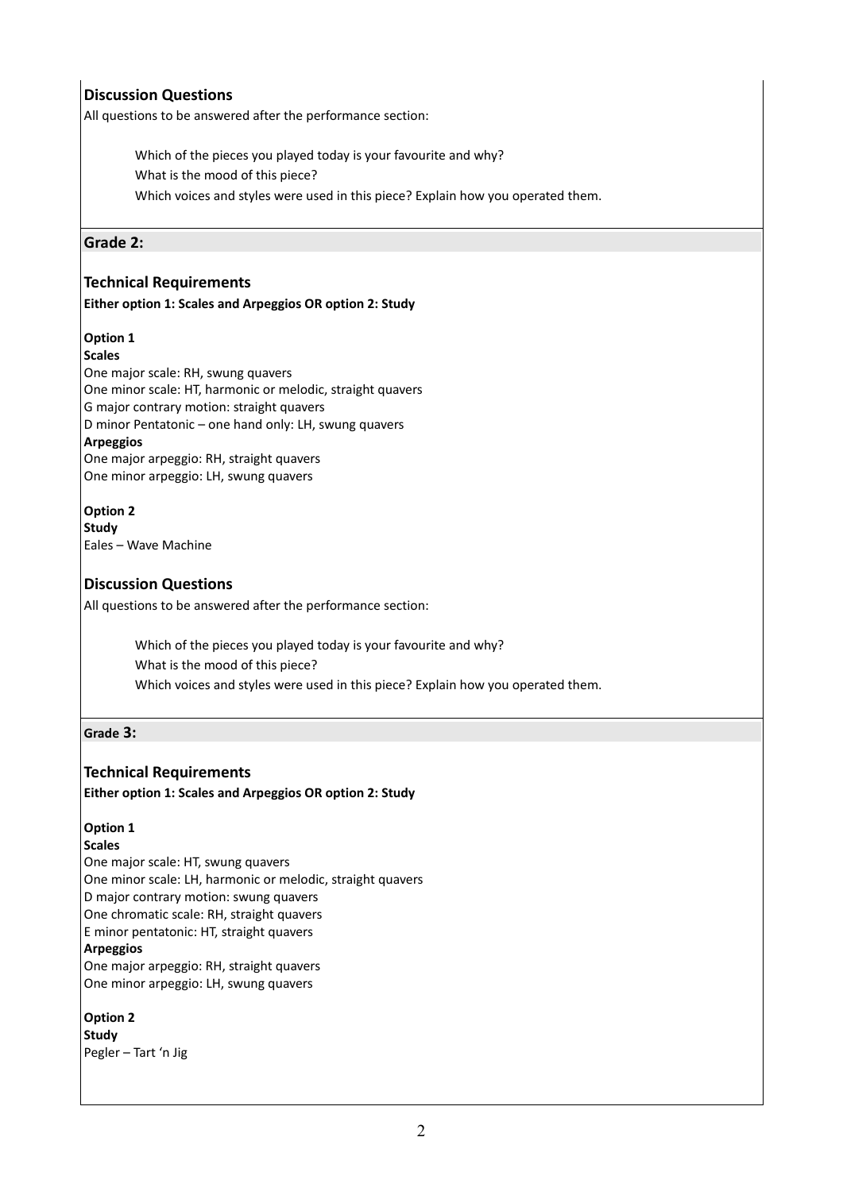## Discussion Questions

All questions to be answered after the performance section:

Which of the pieces you played today is your favourite and why?
What is the mood of this piece?
Which voices and styles were used in this piece? Explain how you operated them.

## Grade 2:

### Technical Requirements

**Either option 1: Scales and Arpeggios OR option 2: Study**

**Option 1**

**Scales**

One major scale: RH, swung quavers
One minor scale: HT, harmonic or melodic, straight quavers
G major contrary motion: straight quavers
D minor Pentatonic – one hand only: LH, swung quavers

**Arpeggios**

One major arpeggio: RH, straight quavers
One minor arpeggio: LH, swung quavers

**Option 2**

**Study**

Eales – Wave Machine

### Discussion Questions

All questions to be answered after the performance section:

Which of the pieces you played today is your favourite and why?
What is the mood of this piece?
Which voices and styles were used in this piece? Explain how you operated them.

## Grade 3:

### Technical Requirements

**Either option 1: Scales and Arpeggios OR option 2: Study**

**Option 1**

**Scales**

One major scale: HT, swung quavers
One minor scale: LH, harmonic or melodic, straight quavers
D major contrary motion: swung quavers
One chromatic scale: RH, straight quavers
E minor pentatonic: HT, straight quavers

**Arpeggios**

One major arpeggio: RH, straight quavers
One minor arpeggio: LH, swung quavers

**Option 2**

**Study**

Pegler – Tart 'n Jig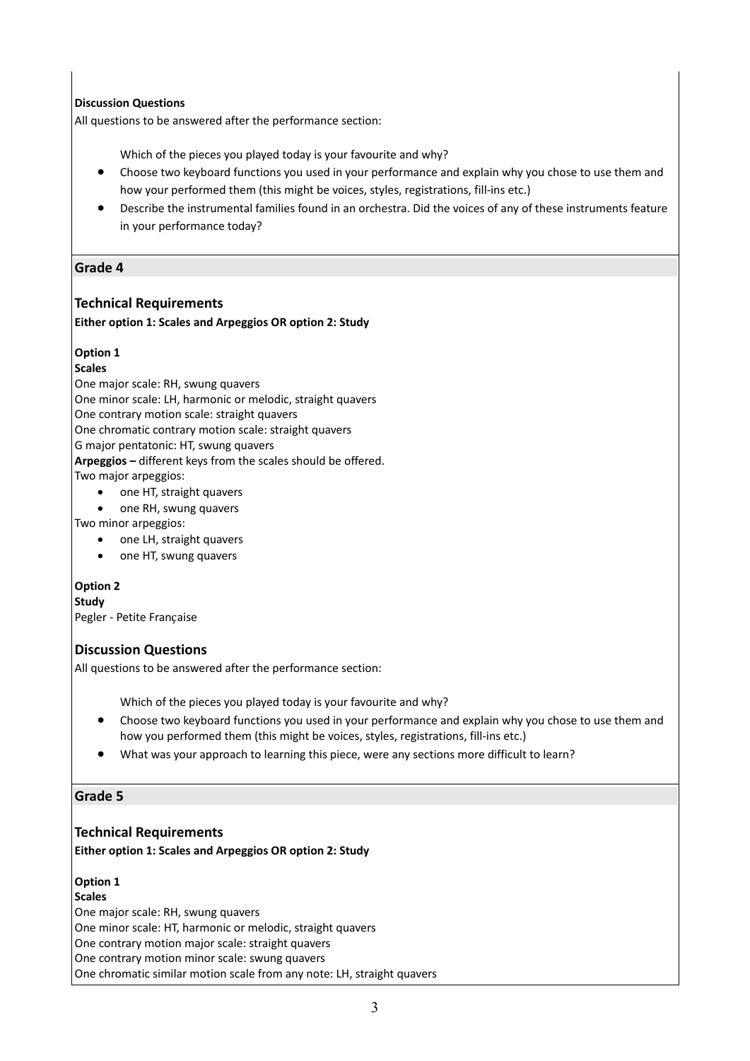**Discussion Questions**

All questions to be answered after the performance section:

- Which of the pieces you played today is your favourite and why?
- Choose two keyboard functions you used in your performance and explain why you chose to use them and how your performed them (this might be voices, styles, registrations, fill-ins etc.)
- Describe the instrumental families found in an orchestra. Did the voices of any of these instruments feature in your performance today?

## Grade 4

### Technical Requirements

**Either option 1: Scales and Arpeggios OR option 2: Study**

**Option 1**

**Scales**

One major scale: RH, swung quavers
One minor scale: LH, harmonic or melodic, straight quavers
One contrary motion scale: straight quavers
One chromatic contrary motion scale: straight quavers
G major pentatonic: HT, swung quavers

**Arpeggios –** different keys from the scales should be offered.

Two major arpeggios:

- one HT, straight quavers
- one RH, swung quavers

Two minor arpeggios:

- one LH, straight quavers
- one HT, swung quavers

**Option 2**

**Study**

Pegler - Petite Française

### Discussion Questions

All questions to be answered after the performance section:

- Which of the pieces you played today is your favourite and why?
- Choose two keyboard functions you used in your performance and explain why you chose to use them and how you performed them (this might be voices, styles, registrations, fill-ins etc.)
- What was your approach to learning this piece, were any sections more difficult to learn?

## Grade 5

### Technical Requirements

**Either option 1: Scales and Arpeggios OR option 2: Study**

**Option 1**

**Scales**

One major scale: RH, swung quavers
One minor scale: HT, harmonic or melodic, straight quavers
One contrary motion major scale: straight quavers
One contrary motion minor scale: swung quavers
One chromatic similar motion scale from any note: LH, straight quavers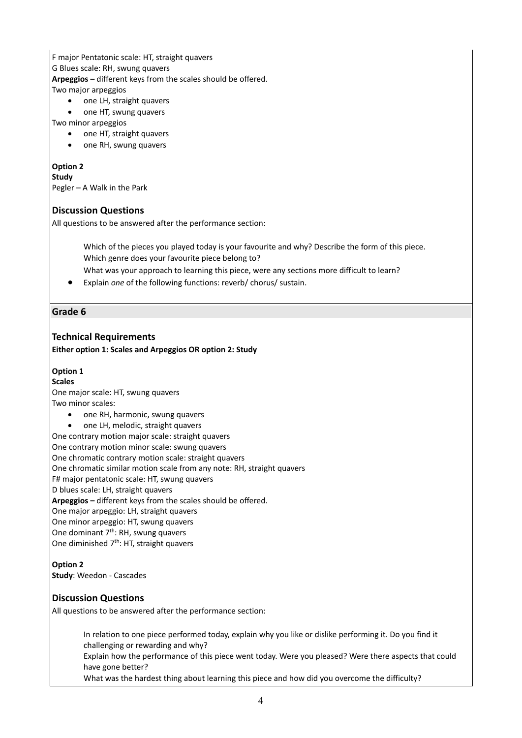F major Pentatonic scale: HT, straight quavers
G Blues scale: RH, swung quavers
**Arpeggios –** different keys from the scales should be offered.
Two major arpeggios

- one LH, straight quavers
- one HT, swung quavers

Two minor arpeggios

- one HT, straight quavers
- one RH, swung quavers

**Option 2**
**Study**
Pegler – A Walk in the Park

### Discussion Questions

All questions to be answered after the performance section:

Which of the pieces you played today is your favourite and why? Describe the form of this piece.
Which genre does your favourite piece belong to?
What was your approach to learning this piece, were any sections more difficult to learn?

- Explain *one* of the following functions: reverb/ chorus/ sustain.

## Grade 6

### Technical Requirements

**Either option 1: Scales and Arpeggios OR option 2: Study**

**Option 1**
**Scales**
One major scale: HT, swung quavers
Two minor scales:

- one RH, harmonic, swung quavers
- one LH, melodic, straight quavers

One contrary motion major scale: straight quavers
One contrary motion minor scale: swung quavers
One chromatic contrary motion scale: straight quavers
One chromatic similar motion scale from any note: RH, straight quavers
F# major pentatonic scale: HT, swung quavers
D blues scale: LH, straight quavers
**Arpeggios –** different keys from the scales should be offered.
One major arpeggio: LH, straight quavers
One minor arpeggio: HT, swung quavers
One dominant 7th: RH, swung quavers
One diminished 7th: HT, straight quavers

**Option 2**
**Study**: Weedon - Cascades

### Discussion Questions

All questions to be answered after the performance section:

In relation to one piece performed today, explain why you like or dislike performing it. Do you find it challenging or rewarding and why?
Explain how the performance of this piece went today. Were you pleased? Were there aspects that could have gone better?
What was the hardest thing about learning this piece and how did you overcome the difficulty?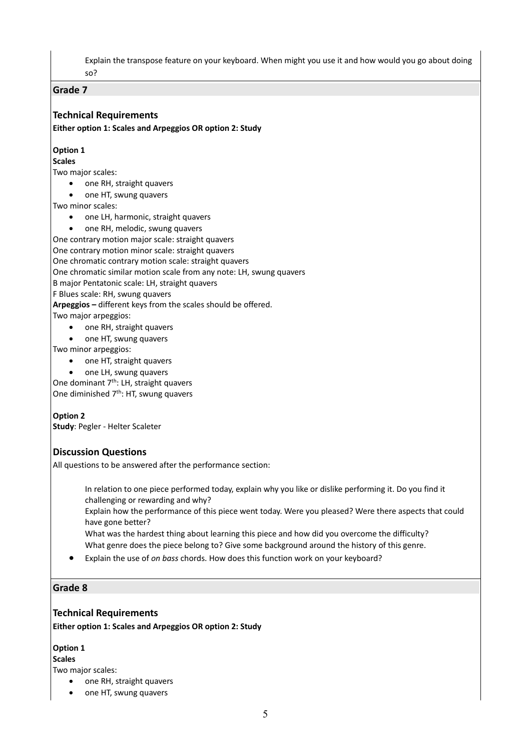Explain the transpose feature on your keyboard. When might you use it and how would you go about doing so?

## Grade 7

### Technical Requirements

**Either option 1: Scales and Arpeggios OR option 2: Study**

**Option 1**

**Scales**

Two major scales:

- one RH, straight quavers
- one HT, swung quavers

Two minor scales:

- one LH, harmonic, straight quavers
- one RH, melodic, swung quavers

One contrary motion major scale: straight quavers
One contrary motion minor scale: straight quavers
One chromatic contrary motion scale: straight quavers
One chromatic similar motion scale from any note: LH, swung quavers
B major Pentatonic scale: LH, straight quavers
F Blues scale: RH, swung quavers

**Arpeggios –** different keys from the scales should be offered.

Two major arpeggios:

- one RH, straight quavers
- one HT, swung quavers

Two minor arpeggios:

- one HT, straight quavers
- one LH, swung quavers

One dominant 7th: LH, straight quavers
One diminished 7th: HT, swung quavers

**Option 2**

**Study**: Pegler - Helter Scaleter

### Discussion Questions

All questions to be answered after the performance section:

In relation to one piece performed today, explain why you like or dislike performing it. Do you find it challenging or rewarding and why?
Explain how the performance of this piece went today. Were you pleased? Were there aspects that could have gone better?
What was the hardest thing about learning this piece and how did you overcome the difficulty?
What genre does the piece belong to? Give some background around the history of this genre.

- Explain the use of *on bass* chords. How does this function work on your keyboard?

## Grade 8

### Technical Requirements

**Either option 1: Scales and Arpeggios OR option 2: Study**

**Option 1**

**Scales**

Two major scales:

- one RH, straight quavers
- one HT, swung quavers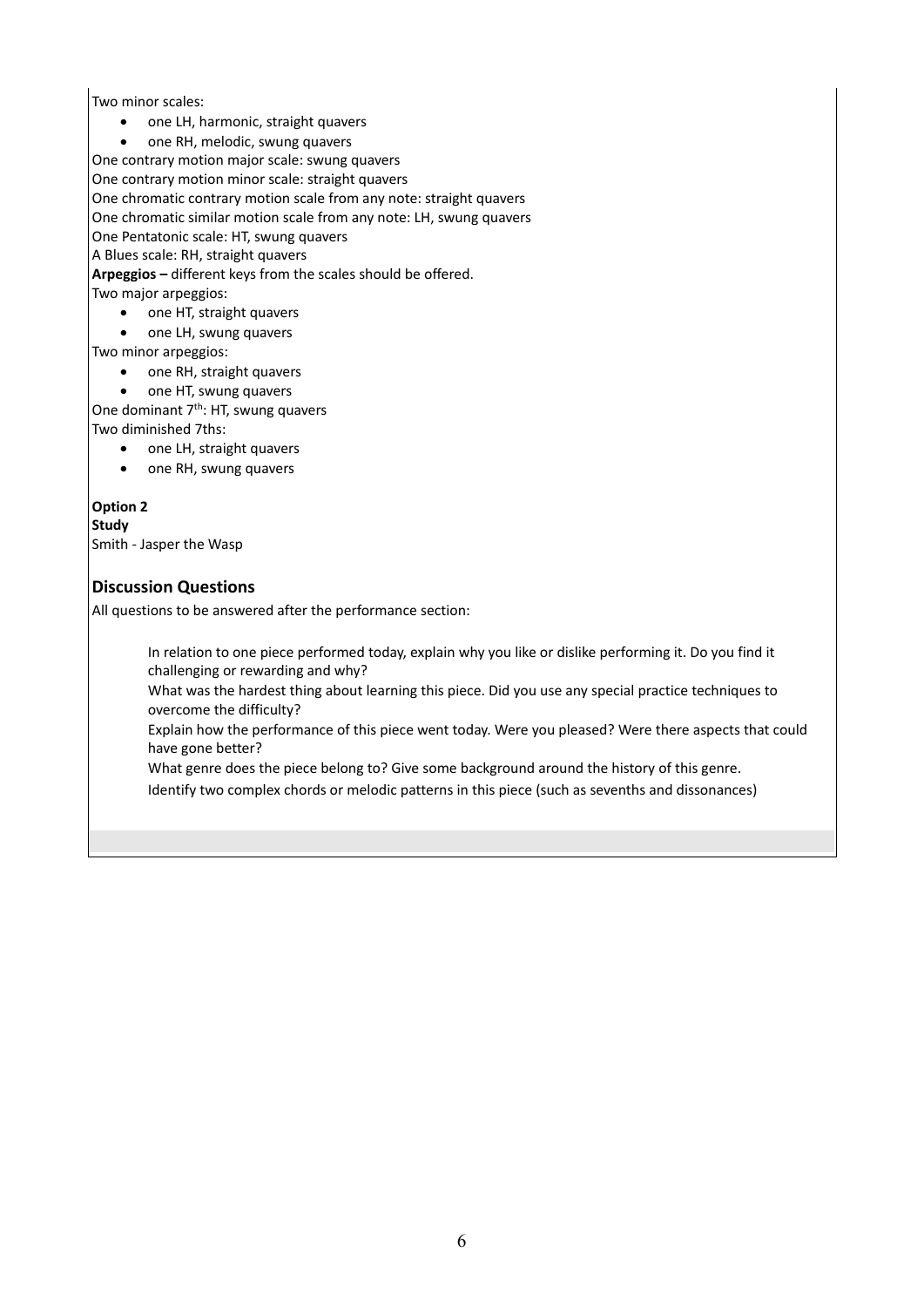Two minor scales:

- one LH, harmonic, straight quavers
- one RH, melodic, swung quavers

One contrary motion major scale: swung quavers
One contrary motion minor scale: straight quavers
One chromatic contrary motion scale from any note: straight quavers
One chromatic similar motion scale from any note: LH, swung quavers
One Pentatonic scale: HT, swung quavers
A Blues scale: RH, straight quavers
**Arpeggios –** different keys from the scales should be offered.
Two major arpeggios:

- one HT, straight quavers
- one LH, swung quavers

Two minor arpeggios:

- one RH, straight quavers
- one HT, swung quavers

One dominant 7th: HT, swung quavers
Two diminished 7ths:

- one LH, straight quavers
- one RH, swung quavers

**Option 2**
**Study**
Smith - Jasper the Wasp

## Discussion Questions

All questions to be answered after the performance section:

In relation to one piece performed today, explain why you like or dislike performing it. Do you find it challenging or rewarding and why?

What was the hardest thing about learning this piece. Did you use any special practice techniques to overcome the difficulty?

Explain how the performance of this piece went today. Were you pleased? Were there aspects that could have gone better?

What genre does the piece belong to? Give some background around the history of this genre.

Identify two complex chords or melodic patterns in this piece (such as sevenths and dissonances)